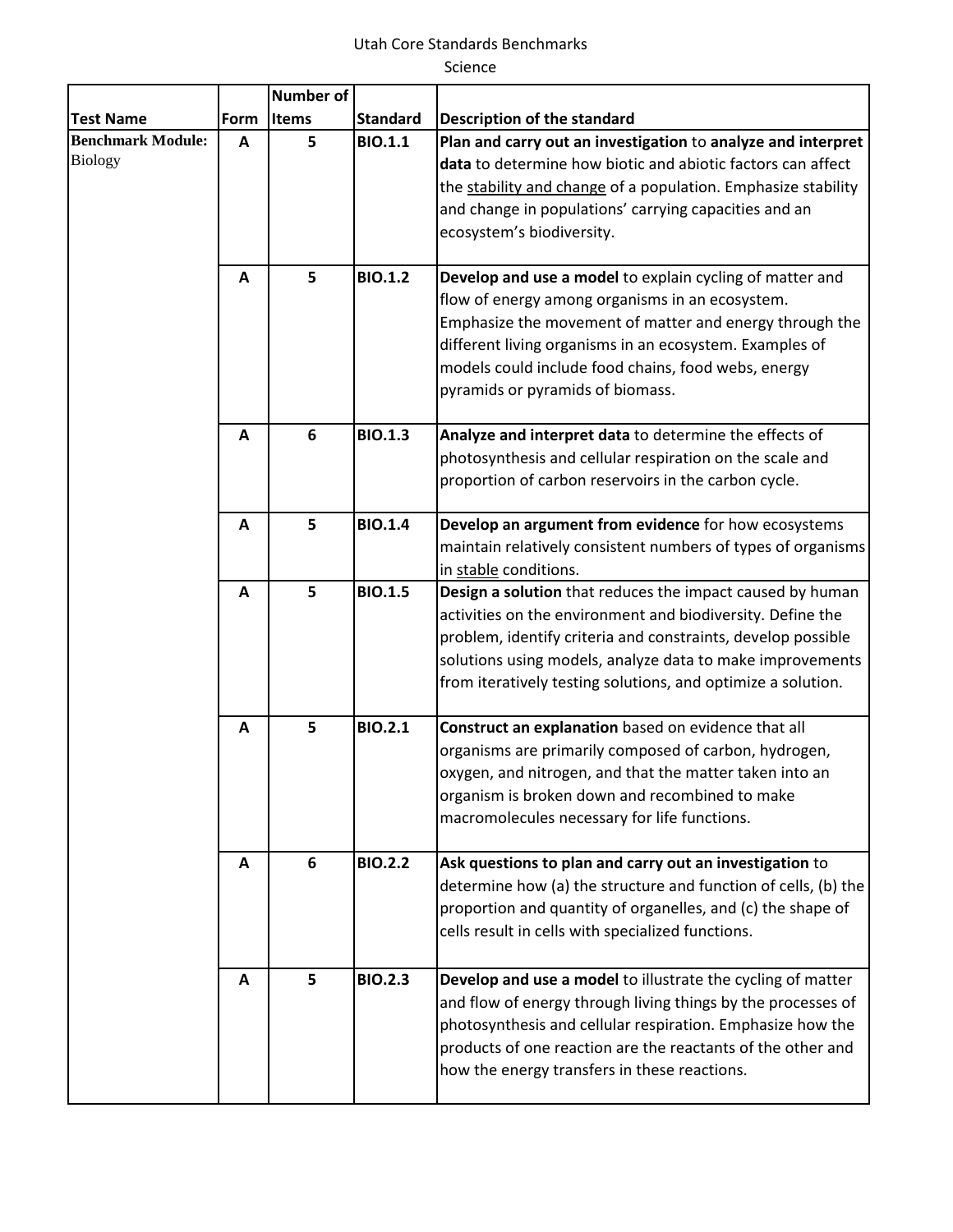Utah Core Standards Benchmarks

Science

| Test Name | Form | Number of Items | Standard | Description of the standard |
|---|---|---|---|---|
| **Benchmark Module:** Biology | **A** | **5** | **BIO.1.1** | **Plan and carry out an investigation** to **analyze and interpret data** to determine how biotic and abiotic factors can affect the stability and change of a population. Emphasize stability and change in populations' carrying capacities and an ecosystem's biodiversity. |
| | **A** | **5** | **BIO.1.2** | **Develop and use a model** to explain cycling of matter and flow of energy among organisms in an ecosystem. Emphasize the movement of matter and energy through the different living organisms in an ecosystem. Examples of models could include food chains, food webs, energy pyramids or pyramids of biomass. |
| | **A** | **6** | **BIO.1.3** | **Analyze and interpret data** to determine the effects of photosynthesis and cellular respiration on the scale and proportion of carbon reservoirs in the carbon cycle. |
| | **A** | **5** | **BIO.1.4** | **Develop an argument from evidence** for how ecosystems maintain relatively consistent numbers of types of organisms in stable conditions. |
| | **A** | **5** | **BIO.1.5** | **Design a solution** that reduces the impact caused by human activities on the environment and biodiversity. Define the problem, identify criteria and constraints, develop possible solutions using models, analyze data to make improvements from iteratively testing solutions, and optimize a solution. |
| | **A** | **5** | **BIO.2.1** | **Construct an explanation** based on evidence that all organisms are primarily composed of carbon, hydrogen, oxygen, and nitrogen, and that the matter taken into an organism is broken down and recombined to make macromolecules necessary for life functions. |
| | **A** | **6** | **BIO.2.2** | **Ask questions to plan and carry out an investigation** to determine how (a) the structure and function of cells, (b) the proportion and quantity of organelles, and (c) the shape of cells result in cells with specialized functions. |
| | **A** | **5** | **BIO.2.3** | **Develop and use a model** to illustrate the cycling of matter and flow of energy through living things by the processes of photosynthesis and cellular respiration. Emphasize how the products of one reaction are the reactants of the other and how the energy transfers in these reactions. |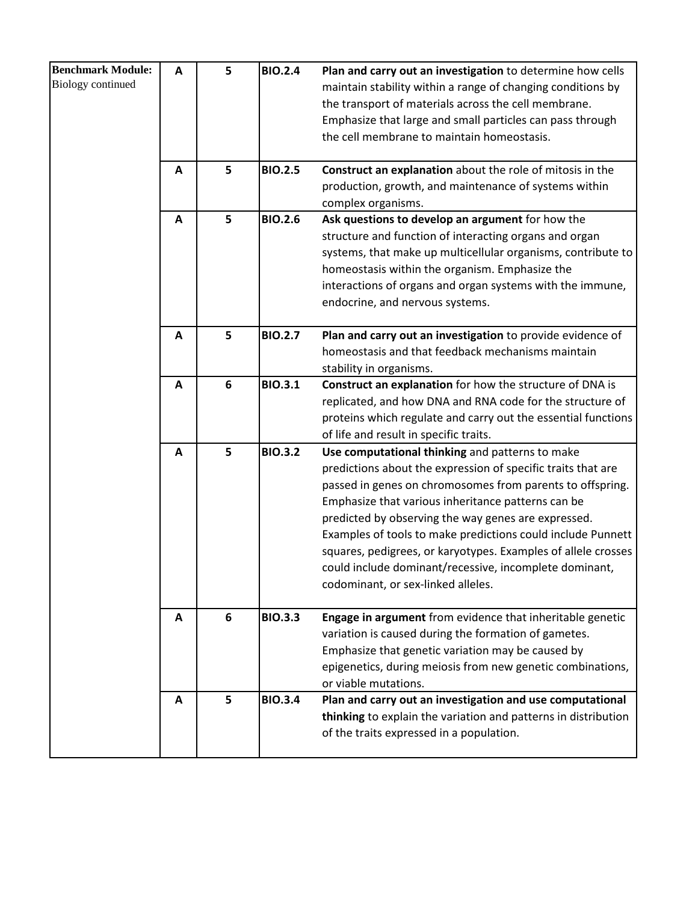| Benchmark Module: Biology continued | A | 5 | BIO.2.4 | **Plan and carry out an investigation** to determine how cells maintain stability within a range of changing conditions by the transport of materials across the cell membrane. Emphasize that large and small particles can pass through the cell membrane to maintain homeostasis. |
|---|---|---|---|---|
| | A | 5 | BIO.2.5 | **Construct an explanation** about the role of mitosis in the production, growth, and maintenance of systems within complex organisms. |
| | A | 5 | BIO.2.6 | **Ask questions to develop an argument** for how the structure and function of interacting organs and organ systems, that make up multicellular organisms, contribute to homeostasis within the organism. Emphasize the interactions of organs and organ systems with the immune, endocrine, and nervous systems. |
| | A | 5 | BIO.2.7 | **Plan and carry out an investigation** to provide evidence of homeostasis and that feedback mechanisms maintain stability in organisms. |
| | A | 6 | BIO.3.1 | **Construct an explanation** for how the structure of DNA is replicated, and how DNA and RNA code for the structure of proteins which regulate and carry out the essential functions of life and result in specific traits. |
| | A | 5 | BIO.3.2 | **Use computational thinking** and patterns to make predictions about the expression of specific traits that are passed in genes on chromosomes from parents to offspring. Emphasize that various inheritance patterns can be predicted by observing the way genes are expressed. Examples of tools to make predictions could include Punnett squares, pedigrees, or karyotypes. Examples of allele crosses could include dominant/recessive, incomplete dominant, codominant, or sex-linked alleles. |
| | A | 6 | BIO.3.3 | **Engage in argument** from evidence that inheritable genetic variation is caused during the formation of gametes. Emphasize that genetic variation may be caused by epigenetics, during meiosis from new genetic combinations, or viable mutations. |
| | A | 5 | BIO.3.4 | **Plan and carry out an investigation and use computational thinking** to explain the variation and patterns in distribution of the traits expressed in a population. |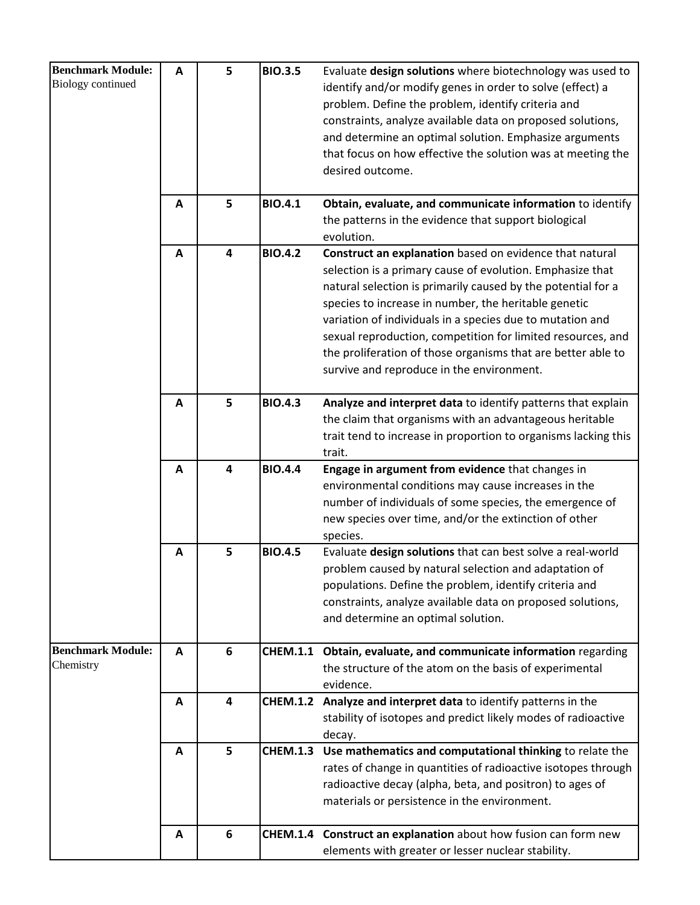| | | | | |
|---|---|---|---|---|
| **Benchmark Module:** Biology continued | **A** | **5** | **BIO.3.5** | Evaluate **design solutions** where biotechnology was used to identify and/or modify genes in order to solve (effect) a problem. Define the problem, identify criteria and constraints, analyze available data on proposed solutions, and determine an optimal solution. Emphasize arguments that focus on how effective the solution was at meeting the desired outcome. |
| | **A** | **5** | **BIO.4.1** | **Obtain, evaluate, and communicate information** to identify the patterns in the evidence that support biological evolution. |
| | **A** | **4** | **BIO.4.2** | **Construct an explanation** based on evidence that natural selection is a primary cause of evolution. Emphasize that natural selection is primarily caused by the potential for a species to increase in number, the heritable genetic variation of individuals in a species due to mutation and sexual reproduction, competition for limited resources, and the proliferation of those organisms that are better able to survive and reproduce in the environment. |
| | **A** | **5** | **BIO.4.3** | **Analyze and interpret data** to identify patterns that explain the claim that organisms with an advantageous heritable trait tend to increase in proportion to organisms lacking this trait. |
| | **A** | **4** | **BIO.4.4** | **Engage in argument from evidence** that changes in environmental conditions may cause increases in the number of individuals of some species, the emergence of new species over time, and/or the extinction of other species. |
| | **A** | **5** | **BIO.4.5** | Evaluate **design solutions** that can best solve a real-world problem caused by natural selection and adaptation of populations. Define the problem, identify criteria and constraints, analyze available data on proposed solutions, and determine an optimal solution. |
| **Benchmark Module:** Chemistry | **A** | **6** | **CHEM.1.1** | **Obtain, evaluate, and communicate information** regarding the structure of the atom on the basis of experimental evidence. |
| | **A** | **4** | **CHEM.1.2** | **Analyze and interpret data** to identify patterns in the stability of isotopes and predict likely modes of radioactive decay. |
| | **A** | **5** | **CHEM.1.3** | **Use mathematics and computational thinking** to relate the rates of change in quantities of radioactive isotopes through radioactive decay (alpha, beta, and positron) to ages of materials or persistence in the environment. |
| | **A** | **6** | **CHEM.1.4** | **Construct an explanation** about how fusion can form new elements with greater or lesser nuclear stability. |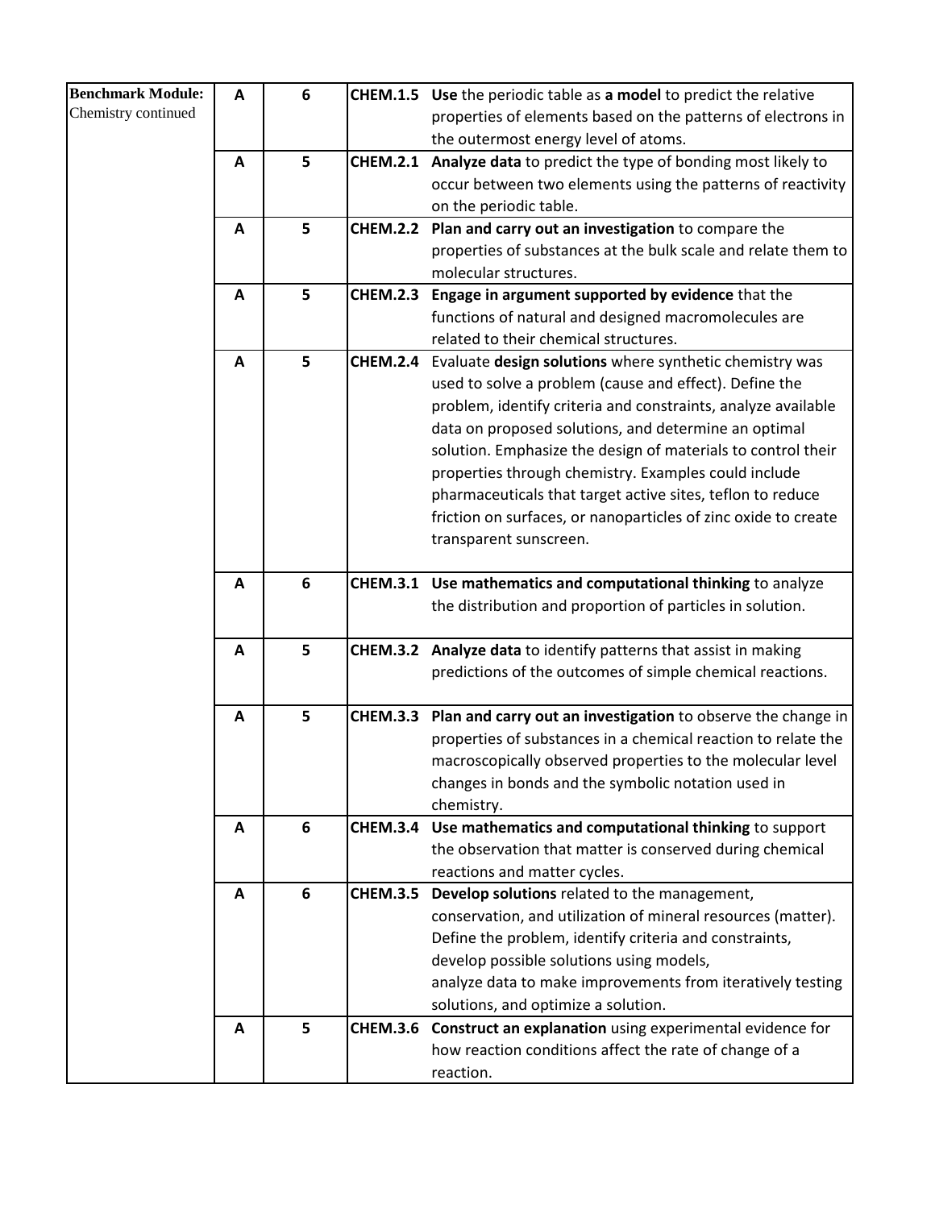| | | | | |
|---|---|---|---|---|
| **Benchmark Module:** Chemistry continued | **A** | **6** | **CHEM.1.5** | **Use** the periodic table as **a model** to predict the relative properties of elements based on the patterns of electrons in the outermost energy level of atoms. |
| | **A** | **5** | **CHEM.2.1** | **Analyze data** to predict the type of bonding most likely to occur between two elements using the patterns of reactivity on the periodic table. |
| | **A** | **5** | **CHEM.2.2** | **Plan and carry out an investigation** to compare the properties of substances at the bulk scale and relate them to molecular structures. |
| | **A** | **5** | **CHEM.2.3** | **Engage in argument supported by evidence** that the functions of natural and designed macromolecules are related to their chemical structures. |
| | **A** | **5** | **CHEM.2.4** | Evaluate **design solutions** where synthetic chemistry was used to solve a problem (cause and effect). Define the problem, identify criteria and constraints, analyze available data on proposed solutions, and determine an optimal solution. Emphasize the design of materials to control their properties through chemistry. Examples could include pharmaceuticals that target active sites, teflon to reduce friction on surfaces, or nanoparticles of zinc oxide to create transparent sunscreen. |
| | **A** | **6** | **CHEM.3.1** | **Use mathematics and computational thinking** to analyze the distribution and proportion of particles in solution. |
| | **A** | **5** | **CHEM.3.2** | **Analyze data** to identify patterns that assist in making predictions of the outcomes of simple chemical reactions. |
| | **A** | **5** | **CHEM.3.3** | **Plan and carry out an investigation** to observe the change in properties of substances in a chemical reaction to relate the macroscopically observed properties to the molecular level changes in bonds and the symbolic notation used in chemistry. |
| | **A** | **6** | **CHEM.3.4** | **Use mathematics and computational thinking** to support the observation that matter is conserved during chemical reactions and matter cycles. |
| | **A** | **6** | **CHEM.3.5** | **Develop solutions** related to the management, conservation, and utilization of mineral resources (matter). Define the problem, identify criteria and constraints, develop possible solutions using models, analyze data to make improvements from iteratively testing solutions, and optimize a solution. |
| | **A** | **5** | **CHEM.3.6** | **Construct an explanation** using experimental evidence for how reaction conditions affect the rate of change of a reaction. |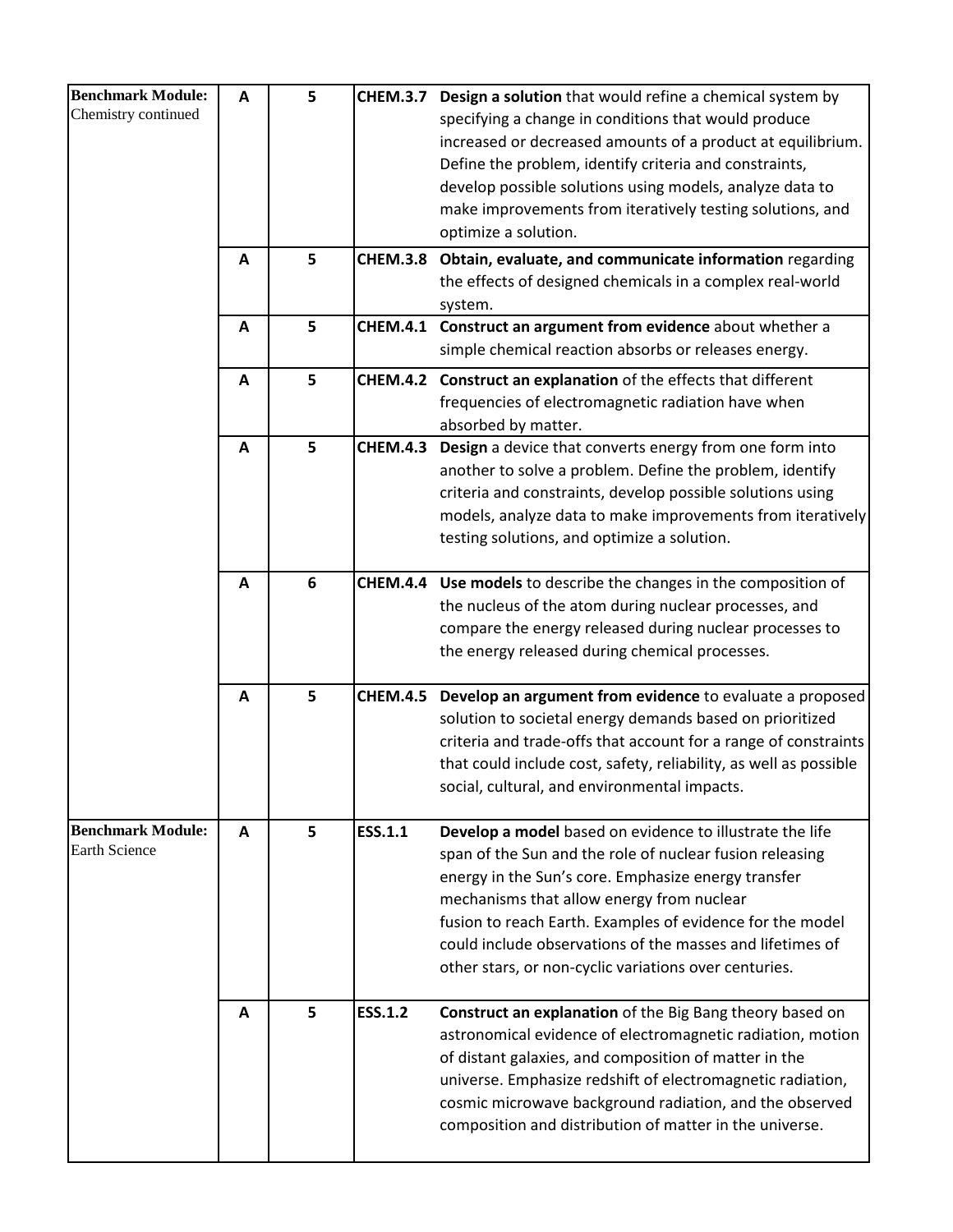| | | | | |
|---|---|---|---|---|
| **Benchmark Module:** Chemistry continued | **A** | **5** | **CHEM.3.7** | **Design a solution** that would refine a chemical system by specifying a change in conditions that would produce increased or decreased amounts of a product at equilibrium. Define the problem, identify criteria and constraints, develop possible solutions using models, analyze data to make improvements from iteratively testing solutions, and optimize a solution. |
| | **A** | **5** | **CHEM.3.8** | **Obtain, evaluate, and communicate information** regarding the effects of designed chemicals in a complex real-world system. |
| | **A** | **5** | **CHEM.4.1** | **Construct an argument from evidence** about whether a simple chemical reaction absorbs or releases energy. |
| | **A** | **5** | **CHEM.4.2** | **Construct an explanation** of the effects that different frequencies of electromagnetic radiation have when absorbed by matter. |
| | **A** | **5** | **CHEM.4.3** | **Design** a device that converts energy from one form into another to solve a problem. Define the problem, identify criteria and constraints, develop possible solutions using models, analyze data to make improvements from iteratively testing solutions, and optimize a solution. |
| | **A** | **6** | **CHEM.4.4** | **Use models** to describe the changes in the composition of the nucleus of the atom during nuclear processes, and compare the energy released during nuclear processes to the energy released during chemical processes. |
| | **A** | **5** | **CHEM.4.5** | **Develop an argument from evidence** to evaluate a proposed solution to societal energy demands based on prioritized criteria and trade-offs that account for a range of constraints that could include cost, safety, reliability, as well as possible social, cultural, and environmental impacts. |
| **Benchmark Module:** Earth Science | **A** | **5** | **ESS.1.1** | **Develop a model** based on evidence to illustrate the life span of the Sun and the role of nuclear fusion releasing energy in the Sun's core. Emphasize energy transfer mechanisms that allow energy from nuclear fusion to reach Earth. Examples of evidence for the model could include observations of the masses and lifetimes of other stars, or non-cyclic variations over centuries. |
| | **A** | **5** | **ESS.1.2** | **Construct an explanation** of the Big Bang theory based on astronomical evidence of electromagnetic radiation, motion of distant galaxies, and composition of matter in the universe. Emphasize redshift of electromagnetic radiation, cosmic microwave background radiation, and the observed composition and distribution of matter in the universe. |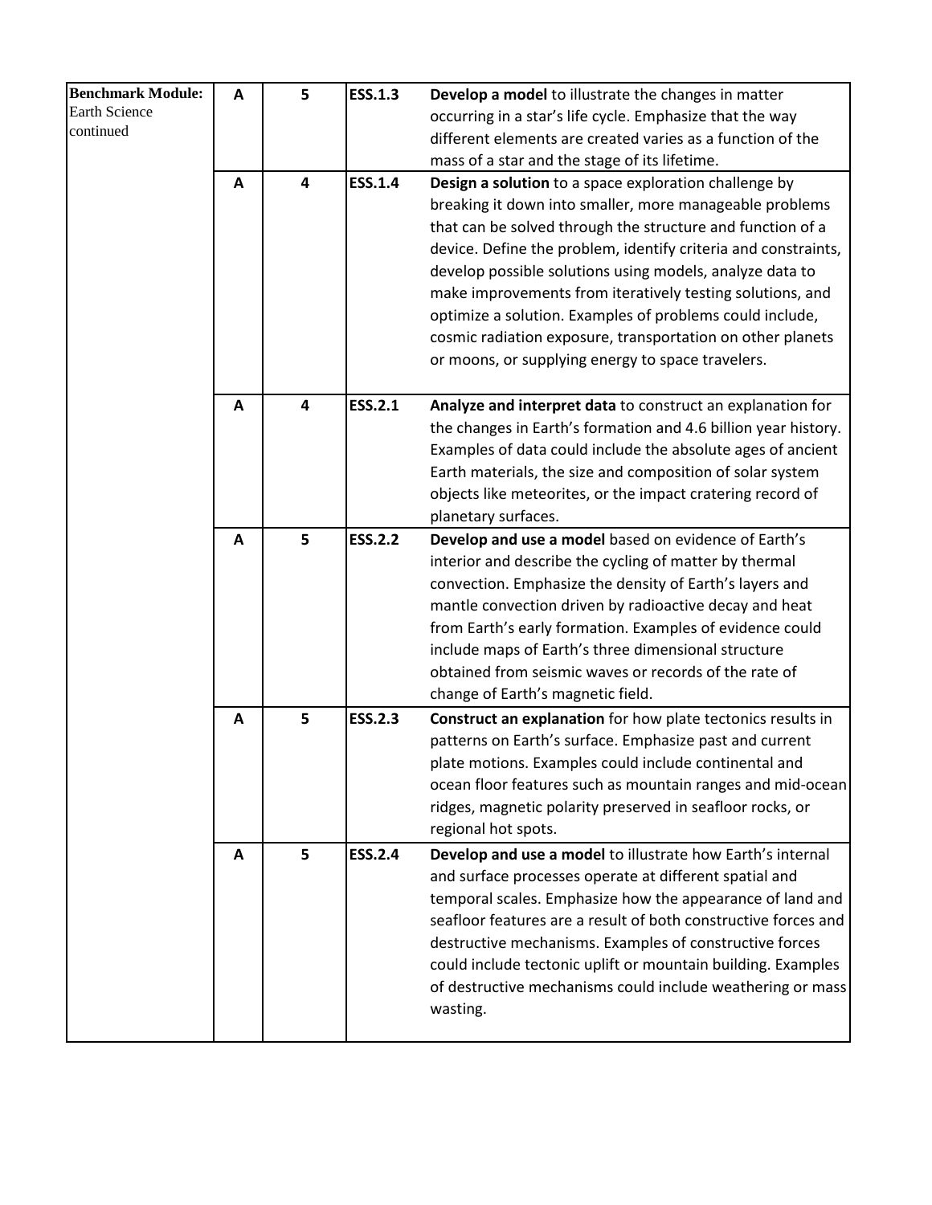| Benchmark Module: Earth Science continued | A | 5 | ESS.1.3 | **Develop a model** to illustrate the changes in matter occurring in a star's life cycle. Emphasize that the way different elements are created varies as a function of the mass of a star and the stage of its lifetime. |
|---|---|---|---|---|
| | A | 4 | ESS.1.4 | **Design a solution** to a space exploration challenge by breaking it down into smaller, more manageable problems that can be solved through the structure and function of a device. Define the problem, identify criteria and constraints, develop possible solutions using models, analyze data to make improvements from iteratively testing solutions, and optimize a solution. Examples of problems could include, cosmic radiation exposure, transportation on other planets or moons, or supplying energy to space travelers. |
| | A | 4 | ESS.2.1 | **Analyze and interpret data** to construct an explanation for the changes in Earth's formation and 4.6 billion year history. Examples of data could include the absolute ages of ancient Earth materials, the size and composition of solar system objects like meteorites, or the impact cratering record of planetary surfaces. |
| | A | 5 | ESS.2.2 | **Develop and use a model** based on evidence of Earth's interior and describe the cycling of matter by thermal convection. Emphasize the density of Earth's layers and mantle convection driven by radioactive decay and heat from Earth's early formation. Examples of evidence could include maps of Earth's three dimensional structure obtained from seismic waves or records of the rate of change of Earth's magnetic field. |
| | A | 5 | ESS.2.3 | **Construct an explanation** for how plate tectonics results in patterns on Earth's surface. Emphasize past and current plate motions. Examples could include continental and ocean floor features such as mountain ranges and mid-ocean ridges, magnetic polarity preserved in seafloor rocks, or regional hot spots. |
| | A | 5 | ESS.2.4 | **Develop and use a model** to illustrate how Earth's internal and surface processes operate at different spatial and temporal scales. Emphasize how the appearance of land and seafloor features are a result of both constructive forces and destructive mechanisms. Examples of constructive forces could include tectonic uplift or mountain building. Examples of destructive mechanisms could include weathering or mass wasting. |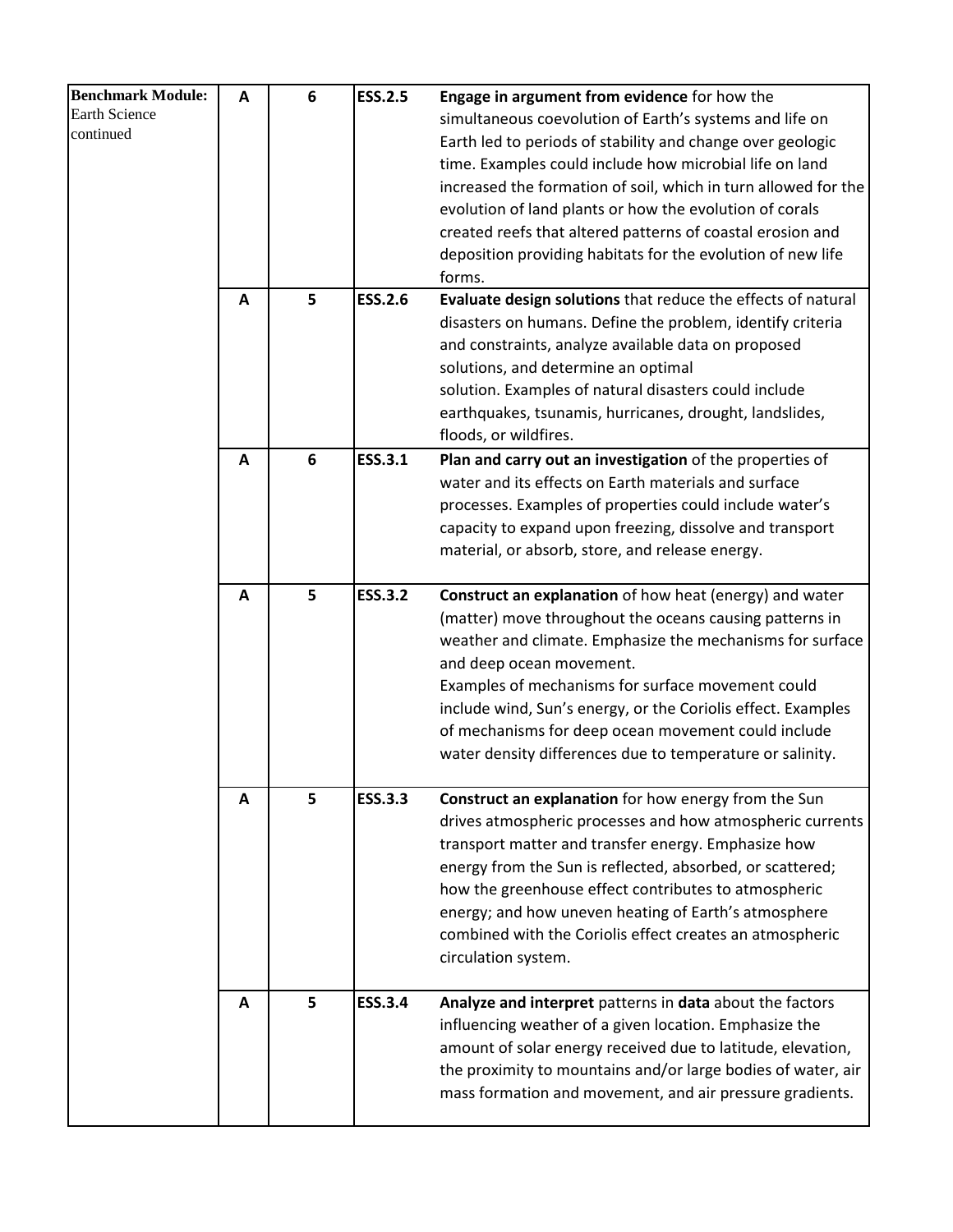| | | | | |
|---|---|---|---|---|
| **Benchmark Module:** Earth Science continued | A | 6 | **ESS.2.5** | **Engage in argument from evidence** for how the simultaneous coevolution of Earth's systems and life on Earth led to periods of stability and change over geologic time. Examples could include how microbial life on land increased the formation of soil, which in turn allowed for the evolution of land plants or how the evolution of corals created reefs that altered patterns of coastal erosion and deposition providing habitats for the evolution of new life forms. |
| | A | 5 | **ESS.2.6** | **Evaluate design solutions** that reduce the effects of natural disasters on humans. Define the problem, identify criteria and constraints, analyze available data on proposed solutions, and determine an optimal solution. Examples of natural disasters could include earthquakes, tsunamis, hurricanes, drought, landslides, floods, or wildfires. |
| | A | 6 | **ESS.3.1** | **Plan and carry out an investigation** of the properties of water and its effects on Earth materials and surface processes. Examples of properties could include water's capacity to expand upon freezing, dissolve and transport material, or absorb, store, and release energy. |
| | A | 5 | **ESS.3.2** | **Construct an explanation** of how heat (energy) and water (matter) move throughout the oceans causing patterns in weather and climate. Emphasize the mechanisms for surface and deep ocean movement. Examples of mechanisms for surface movement could include wind, Sun's energy, or the Coriolis effect. Examples of mechanisms for deep ocean movement could include water density differences due to temperature or salinity. |
| | A | 5 | **ESS.3.3** | **Construct an explanation** for how energy from the Sun drives atmospheric processes and how atmospheric currents transport matter and transfer energy. Emphasize how energy from the Sun is reflected, absorbed, or scattered; how the greenhouse effect contributes to atmospheric energy; and how uneven heating of Earth's atmosphere combined with the Coriolis effect creates an atmospheric circulation system. |
| | A | 5 | **ESS.3.4** | **Analyze and interpret** patterns in **data** about the factors influencing weather of a given location. Emphasize the amount of solar energy received due to latitude, elevation, the proximity to mountains and/or large bodies of water, air mass formation and movement, and air pressure gradients. |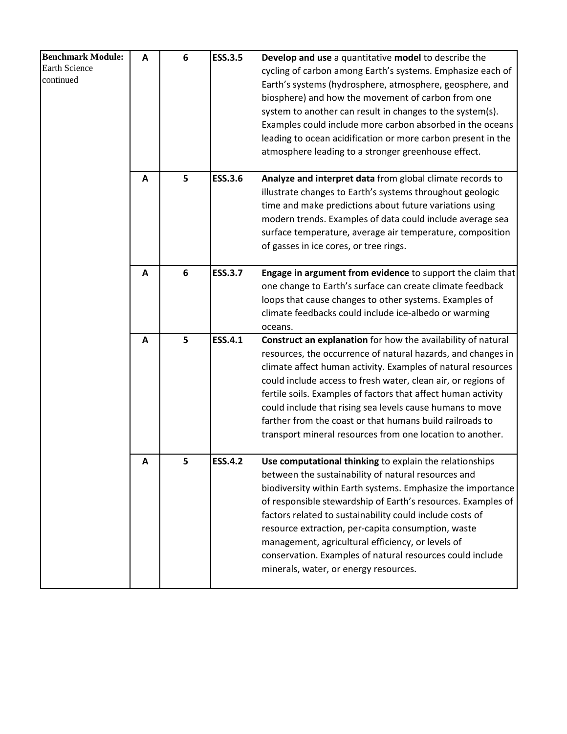| | | | | |
|---|---|---|---|---|
| **Benchmark Module:** Earth Science continued | **A** | **6** | **ESS.3.5** | **Develop and use** a quantitative **model** to describe the cycling of carbon among Earth's systems. Emphasize each of Earth's systems (hydrosphere, atmosphere, geosphere, and biosphere) and how the movement of carbon from one system to another can result in changes to the system(s). Examples could include more carbon absorbed in the oceans leading to ocean acidification or more carbon present in the atmosphere leading to a stronger greenhouse effect. |
| | **A** | **5** | **ESS.3.6** | **Analyze and interpret data** from global climate records to illustrate changes to Earth's systems throughout geologic time and make predictions about future variations using modern trends. Examples of data could include average sea surface temperature, average air temperature, composition of gasses in ice cores, or tree rings. |
| | **A** | **6** | **ESS.3.7** | **Engage in argument from evidence** to support the claim that one change to Earth's surface can create climate feedback loops that cause changes to other systems. Examples of climate feedbacks could include ice-albedo or warming oceans. |
| | **A** | **5** | **ESS.4.1** | **Construct an explanation** for how the availability of natural resources, the occurrence of natural hazards, and changes in climate affect human activity. Examples of natural resources could include access to fresh water, clean air, or regions of fertile soils. Examples of factors that affect human activity could include that rising sea levels cause humans to move farther from the coast or that humans build railroads to transport mineral resources from one location to another. |
| | **A** | **5** | **ESS.4.2** | **Use computational thinking** to explain the relationships between the sustainability of natural resources and biodiversity within Earth systems. Emphasize the importance of responsible stewardship of Earth's resources. Examples of factors related to sustainability could include costs of resource extraction, per-capita consumption, waste management, agricultural efficiency, or levels of conservation. Examples of natural resources could include minerals, water, or energy resources. |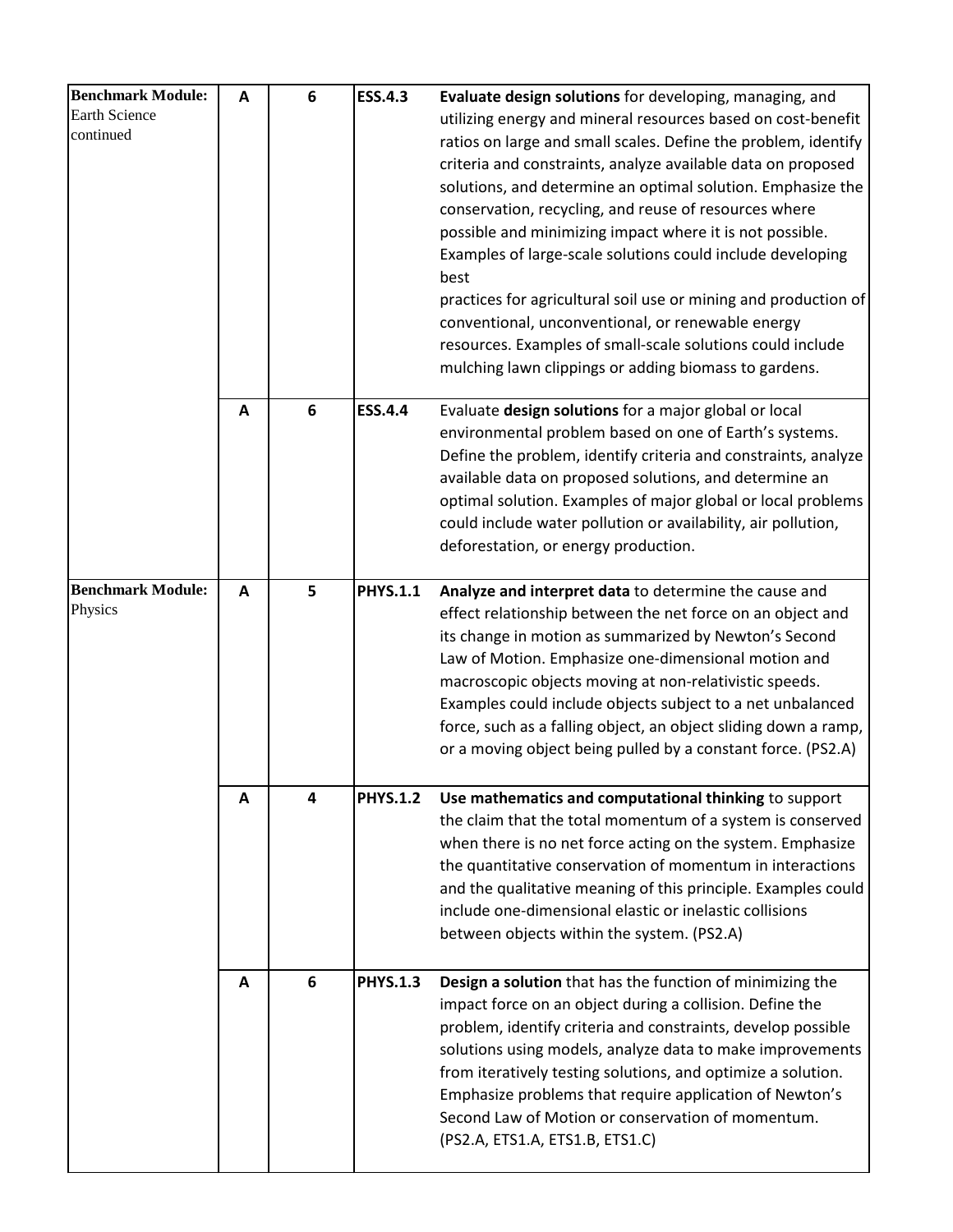| | | | | |
|---|---|---|---|---|
| **Benchmark Module:** Earth Science continued | A | 6 | **ESS.4.3** | **Evaluate design solutions** for developing, managing, and utilizing energy and mineral resources based on cost-benefit ratios on large and small scales. Define the problem, identify criteria and constraints, analyze available data on proposed solutions, and determine an optimal solution. Emphasize the conservation, recycling, and reuse of resources where possible and minimizing impact where it is not possible. Examples of large-scale solutions could include developing best practices for agricultural soil use or mining and production of conventional, unconventional, or renewable energy resources. Examples of small-scale solutions could include mulching lawn clippings or adding biomass to gardens. |
| | A | 6 | **ESS.4.4** | Evaluate **design solutions** for a major global or local environmental problem based on one of Earth's systems. Define the problem, identify criteria and constraints, analyze available data on proposed solutions, and determine an optimal solution. Examples of major global or local problems could include water pollution or availability, air pollution, deforestation, or energy production. |
| **Benchmark Module:** Physics | A | 5 | **PHYS.1.1** | **Analyze and interpret data** to determine the cause and effect relationship between the net force on an object and its change in motion as summarized by Newton's Second Law of Motion. Emphasize one-dimensional motion and macroscopic objects moving at non-relativistic speeds. Examples could include objects subject to a net unbalanced force, such as a falling object, an object sliding down a ramp, or a moving object being pulled by a constant force. (PS2.A) |
| | A | 4 | **PHYS.1.2** | **Use mathematics and computational thinking** to support the claim that the total momentum of a system is conserved when there is no net force acting on the system. Emphasize the quantitative conservation of momentum in interactions and the qualitative meaning of this principle. Examples could include one-dimensional elastic or inelastic collisions between objects within the system. (PS2.A) |
| | A | 6 | **PHYS.1.3** | **Design a solution** that has the function of minimizing the impact force on an object during a collision. Define the problem, identify criteria and constraints, develop possible solutions using models, analyze data to make improvements from iteratively testing solutions, and optimize a solution. Emphasize problems that require application of Newton's Second Law of Motion or conservation of momentum. (PS2.A, ETS1.A, ETS1.B, ETS1.C) |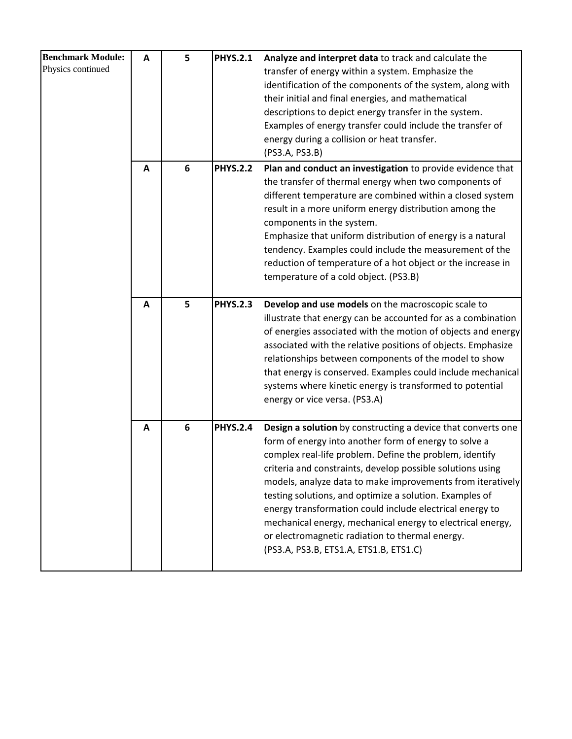| | | | | |
|---|---|---|---|---|
| **Benchmark Module:** Physics continued | **A** | **5** | **PHYS.2.1** | **Analyze and interpret data** to track and calculate the transfer of energy within a system. Emphasize the identification of the components of the system, along with their initial and final energies, and mathematical descriptions to depict energy transfer in the system. Examples of energy transfer could include the transfer of energy during a collision or heat transfer. (PS3.A, PS3.B) |
| | **A** | **6** | **PHYS.2.2** | **Plan and conduct an investigation** to provide evidence that the transfer of thermal energy when two components of different temperature are combined within a closed system result in a more uniform energy distribution among the components in the system. Emphasize that uniform distribution of energy is a natural tendency. Examples could include the measurement of the reduction of temperature of a hot object or the increase in temperature of a cold object. (PS3.B) |
| | **A** | **5** | **PHYS.2.3** | **Develop and use models** on the macroscopic scale to illustrate that energy can be accounted for as a combination of energies associated with the motion of objects and energy associated with the relative positions of objects. Emphasize relationships between components of the model to show that energy is conserved. Examples could include mechanical systems where kinetic energy is transformed to potential energy or vice versa. (PS3.A) |
| | **A** | **6** | **PHYS.2.4** | **Design a solution** by constructing a device that converts one form of energy into another form of energy to solve a complex real-life problem. Define the problem, identify criteria and constraints, develop possible solutions using models, analyze data to make improvements from iteratively testing solutions, and optimize a solution. Examples of energy transformation could include electrical energy to mechanical energy, mechanical energy to electrical energy, or electromagnetic radiation to thermal energy. (PS3.A, PS3.B, ETS1.A, ETS1.B, ETS1.C) |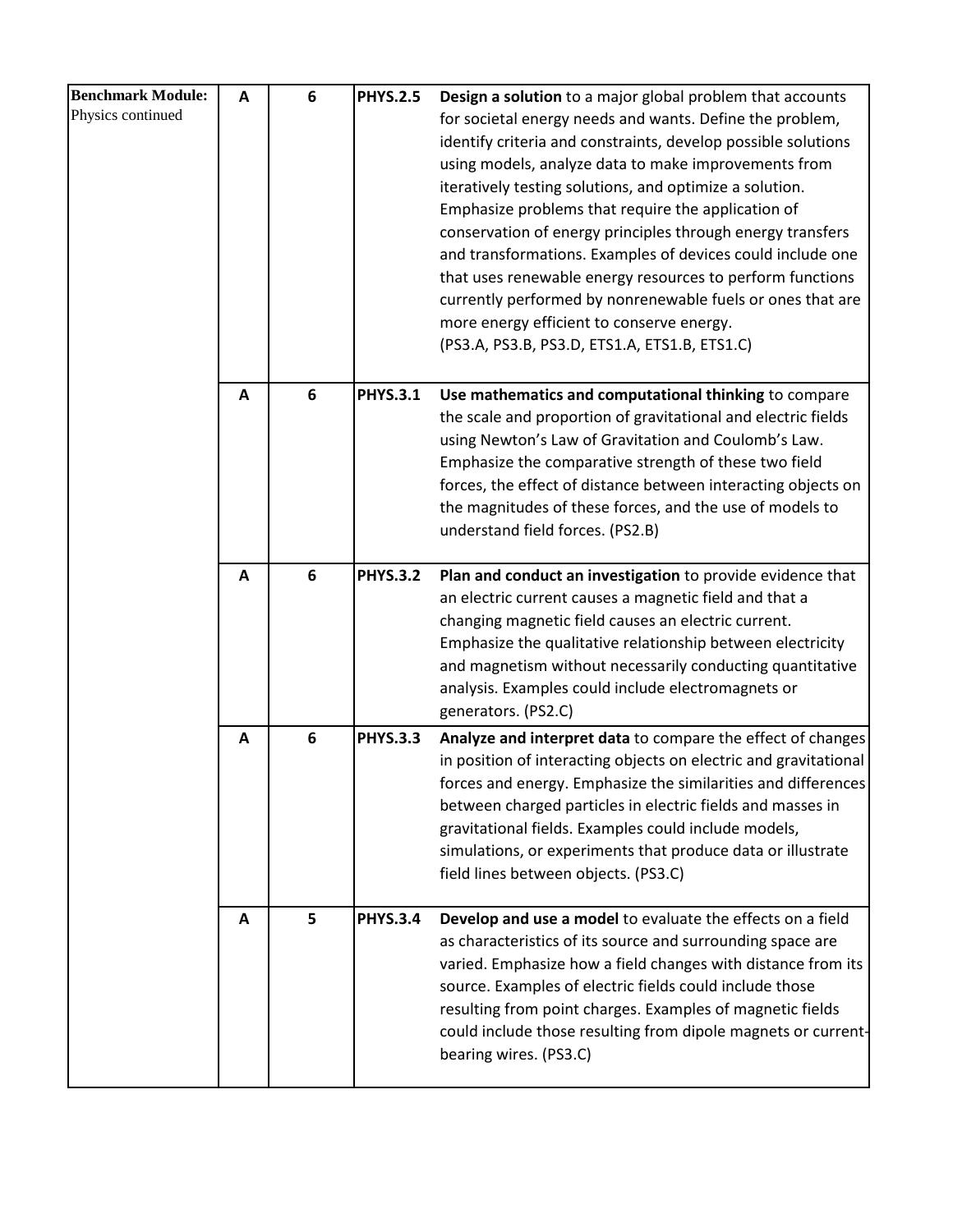| | | | | |
|---|---|---|---|---|
| **Benchmark Module:** Physics continued | **A** | **6** | **PHYS.2.5** | **Design a solution** to a major global problem that accounts for societal energy needs and wants. Define the problem, identify criteria and constraints, develop possible solutions using models, analyze data to make improvements from iteratively testing solutions, and optimize a solution. Emphasize problems that require the application of conservation of energy principles through energy transfers and transformations. Examples of devices could include one that uses renewable energy resources to perform functions currently performed by nonrenewable fuels or ones that are more energy efficient to conserve energy. (PS3.A, PS3.B, PS3.D, ETS1.A, ETS1.B, ETS1.C) |
| | **A** | **6** | **PHYS.3.1** | **Use mathematics and computational thinking** to compare the scale and proportion of gravitational and electric fields using Newton's Law of Gravitation and Coulomb's Law. Emphasize the comparative strength of these two field forces, the effect of distance between interacting objects on the magnitudes of these forces, and the use of models to understand field forces. (PS2.B) |
| | **A** | **6** | **PHYS.3.2** | **Plan and conduct an investigation** to provide evidence that an electric current causes a magnetic field and that a changing magnetic field causes an electric current. Emphasize the qualitative relationship between electricity and magnetism without necessarily conducting quantitative analysis. Examples could include electromagnets or generators. (PS2.C) |
| | **A** | **6** | **PHYS.3.3** | **Analyze and interpret data** to compare the effect of changes in position of interacting objects on electric and gravitational forces and energy. Emphasize the similarities and differences between charged particles in electric fields and masses in gravitational fields. Examples could include models, simulations, or experiments that produce data or illustrate field lines between objects. (PS3.C) |
| | **A** | **5** | **PHYS.3.4** | **Develop and use a model** to evaluate the effects on a field as characteristics of its source and surrounding space are varied. Emphasize how a field changes with distance from its source. Examples of electric fields could include those resulting from point charges. Examples of magnetic fields could include those resulting from dipole magnets or current-bearing wires. (PS3.C) |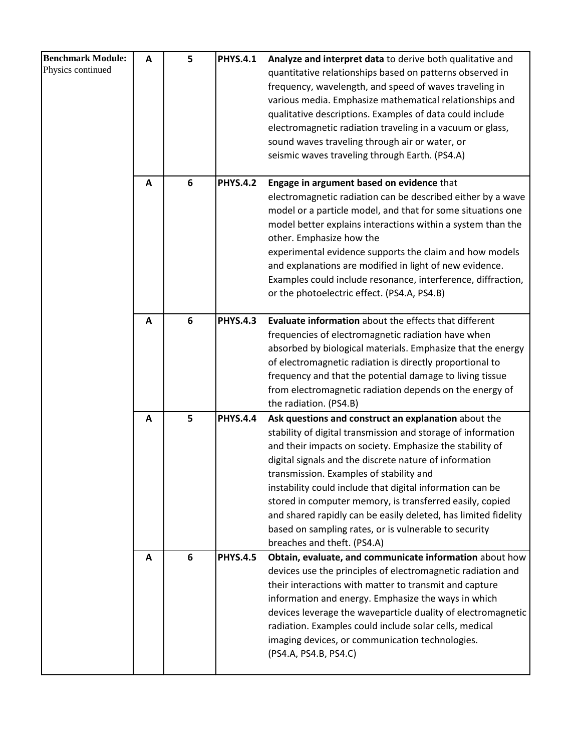| | | | | |
|---|---|---|---|---|
| **Benchmark Module:** Physics continued | **A** | **5** | **PHYS.4.1** | **Analyze and interpret data** to derive both qualitative and quantitative relationships based on patterns observed in frequency, wavelength, and speed of waves traveling in various media. Emphasize mathematical relationships and qualitative descriptions. Examples of data could include electromagnetic radiation traveling in a vacuum or glass, sound waves traveling through air or water, or seismic waves traveling through Earth. (PS4.A) |
| | **A** | **6** | **PHYS.4.2** | **Engage in argument based on evidence** that electromagnetic radiation can be described either by a wave model or a particle model, and that for some situations one model better explains interactions within a system than the other. Emphasize how the experimental evidence supports the claim and how models and explanations are modified in light of new evidence. Examples could include resonance, interference, diffraction, or the photoelectric effect. (PS4.A, PS4.B) |
| | **A** | **6** | **PHYS.4.3** | **Evaluate information** about the effects that different frequencies of electromagnetic radiation have when absorbed by biological materials. Emphasize that the energy of electromagnetic radiation is directly proportional to frequency and that the potential damage to living tissue from electromagnetic radiation depends on the energy of the radiation. (PS4.B) |
| | **A** | **5** | **PHYS.4.4** | **Ask questions and construct an explanation** about the stability of digital transmission and storage of information and their impacts on society. Emphasize the stability of digital signals and the discrete nature of information transmission. Examples of stability and instability could include that digital information can be stored in computer memory, is transferred easily, copied and shared rapidly can be easily deleted, has limited fidelity based on sampling rates, or is vulnerable to security breaches and theft. (PS4.A) |
| | **A** | **6** | **PHYS.4.5** | **Obtain, evaluate, and communicate information** about how devices use the principles of electromagnetic radiation and their interactions with matter to transmit and capture information and energy. Emphasize the ways in which devices leverage the waveparticle duality of electromagnetic radiation. Examples could include solar cells, medical imaging devices, or communication technologies. (PS4.A, PS4.B, PS4.C) |